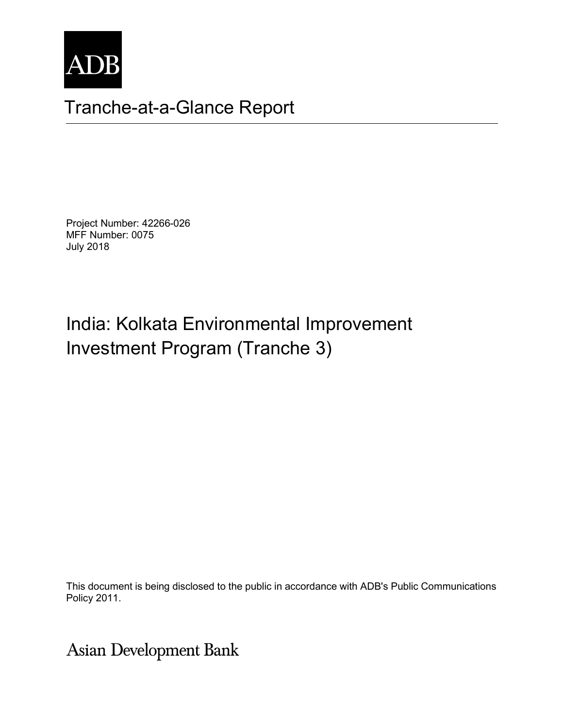ADB

# Tranche-at-a-Glance Report

Project Number: 42266-026
MFF Number: 0075
July 2018

## India: Kolkata Environmental Improvement Investment Program (Tranche 3)

This document is being disclosed to the public in accordance with ADB's Public Communications Policy 2011.

Asian Development Bank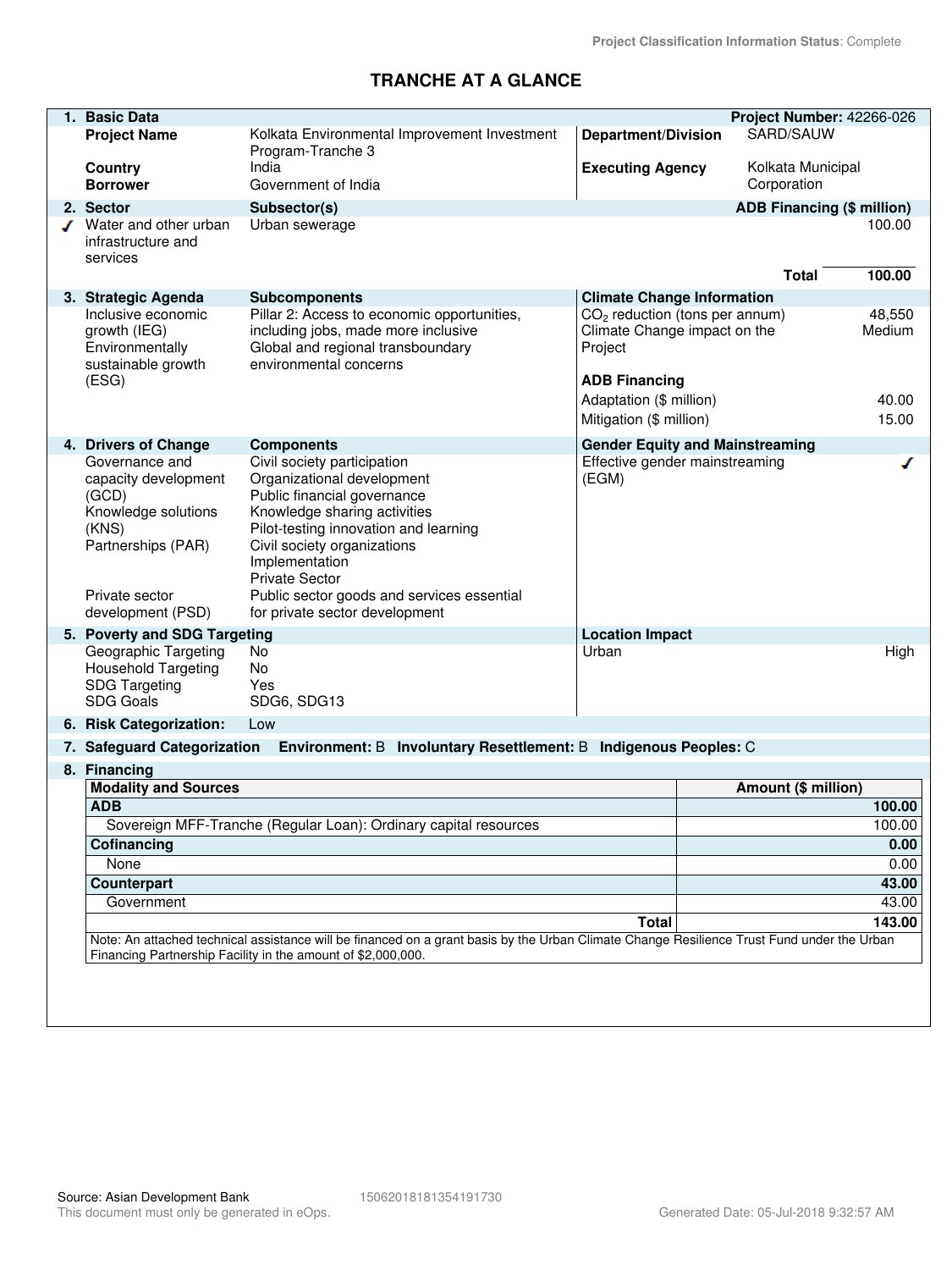Project Classification Information Status: Complete

# TRANCHE AT A GLANCE

## 1. Basic Data

**Project Number:** 42266-026

| | | | |
|---|---|---|---|
| **Project Name** | Kolkata Environmental Improvement Investment Program-Tranche 3 | **Department/Division** | SARD/SAUW |
| **Country** | India | **Executing Agency** | Kolkata Municipal Corporation |
| **Borrower** | Government of India | | |

## 2. Sector

| Sector | Subsector(s) | ADB Financing ($ million) |
|---|---|---|
| ✓ Water and other urban infrastructure and services | Urban sewerage | 100.00 |
| | **Total** | **100.00** |

## 3. Strategic Agenda

| Strategic Agenda | Subcomponents |
|---|---|
| Inclusive economic growth (IEG) | Pillar 2: Access to economic opportunities, including jobs, made more inclusive |
| Environmentally sustainable growth (ESG) | Global and regional transboundary environmental concerns |

**Climate Change Information**

| | |
|---|---|
| $CO_2$ reduction (tons per annum) | 48,550 |
| Climate Change impact on the Project | Medium |
| **ADB Financing** | |
| Adaptation ($ million) | 40.00 |
| Mitigation ($ million) | 15.00 |

## 4. Drivers of Change

| Drivers of Change | Components |
|---|---|
| Governance and capacity development (GCD) | Civil society participation<br>Organizational development<br>Public financial governance |
| Knowledge solutions (KNS) | Knowledge sharing activities<br>Pilot-testing innovation and learning |
| Partnerships (PAR) | Civil society organizations<br>Implementation<br>Private Sector |
| Private sector development (PSD) | Public sector goods and services essential for private sector development |

**Gender Equity and Mainstreaming**

| | |
|---|---|
| Effective gender mainstreaming (EGM) | ✓ |

## 5. Poverty and SDG Targeting

| | |
|---|---|
| Geographic Targeting | No |
| Household Targeting | No |
| SDG Targeting | Yes |
| SDG Goals | SDG6, SDG13 |

**Location Impact**

| | |
|---|---|
| Urban | High |

## 6. Risk Categorization: Low

## 7. Safeguard Categorization

**Environment:** B **Involuntary Resettlement:** B **Indigenous Peoples:** C

## 8. Financing

| Modality and Sources | Amount ($ million) |
|---|---|
| **ADB** | **100.00** |
| Sovereign MFF-Tranche (Regular Loan): Ordinary capital resources | 100.00 |
| **Cofinancing** | **0.00** |
| None | 0.00 |
| **Counterpart** | **43.00** |
| Government | 43.00 |
| **Total** | **143.00** |

Note: An attached technical assistance will be financed on a grant basis by the Urban Climate Change Resilience Trust Fund under the Urban Financing Partnership Facility in the amount of $2,000,000.

Source: Asian Development Bank 15062018181354191730

This document must only be generated in eOps. Generated Date: 05-Jul-2018 9:32:57 AM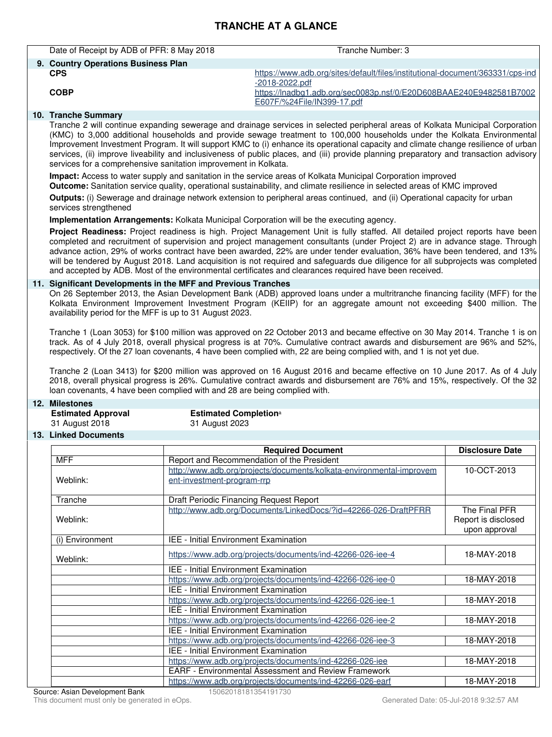# TRANCHE AT A GLANCE

Date of Receipt by ADB of PFR: 8 May 2018 | Tranche Number: 3

## 9. Country Operations Business Plan

**CPS** https://www.adb.org/sites/default/files/institutional-document/363331/cps-ind-2018-2022.pdf

**COBP** https://lnadbg1.adb.org/sec0083p.nsf/0/E20D608BAAE240E9482581B7002E607F/%24File/IN399-17.pdf

## 10. Tranche Summary

Tranche 2 will continue expanding sewerage and drainage services in selected peripheral areas of Kolkata Municipal Corporation (KMC) to 3,000 additional households and provide sewage treatment to 100,000 households under the Kolkata Environmental Improvement Investment Program. It will support KMC to (i) enhance its operational capacity and climate change resilience of urban services, (ii) improve liveability and inclusiveness of public places, and (iii) provide planning preparatory and transaction advisory services for a comprehensive sanitation improvement in Kolkata.

**Impact:** Access to water supply and sanitation in the service areas of Kolkata Municipal Corporation improved
**Outcome:** Sanitation service quality, operational sustainability, and climate resilience in selected areas of KMC improved

**Outputs:** (i) Sewerage and drainage network extension to peripheral areas continued, and (ii) Operational capacity for urban services strengthened

**Implementation Arrangements:** Kolkata Municipal Corporation will be the executing agency.

**Project Readiness:** Project readiness is high. Project Management Unit is fully staffed. All detailed project reports have been completed and recruitment of supervision and project management consultants (under Project 2) are in advance stage. Through advance action, 29% of works contract have been awarded, 22% are under tender evaluation, 36% have been tendered, and 13% will be tendered by August 2018. Land acquisition is not required and safeguards due diligence for all subprojects was completed and accepted by ADB. Most of the environmental certificates and clearances required have been received.

## 11. Significant Developments in the MFF and Previous Tranches

On 26 September 2013, the Asian Development Bank (ADB) approved loans under a multitranche financing facility (MFF) for the Kolkata Environment Improvement Investment Program (KEIIP) for an aggregate amount not exceeding $400 million. The availability period for the MFF is up to 31 August 2023.

Tranche 1 (Loan 3053) for $100 million was approved on 22 October 2013 and became effective on 30 May 2014. Tranche 1 is on track. As of 4 July 2018, overall physical progress is at 70%. Cumulative contract awards and disbursement are 96% and 52%, respectively. Of the 27 loan covenants, 4 have been complied with, 22 are being complied with, and 1 is not yet due.

Tranche 2 (Loan 3413) for $200 million was approved on 16 August 2016 and became effective on 10 June 2017. As of 4 July 2018, overall physical progress is 26%. Cumulative contract awards and disbursement are 76% and 15%, respectively. Of the 32 loan covenants, 4 have been complied with and 28 are being complied with.

## 12. Milestones

| Estimated Approval | Estimated Completion[a] |
|---|---|
| 31 August 2018 | 31 August 2023 |

## 13. Linked Documents

| | Required Document | Disclosure Date |
|---|---|---|
| MFF | Report and Recommendation of the President | |
| Weblink: | http://www.adb.org/projects/documents/kolkata-environmental-improvement-investment-program-rrp | 10-OCT-2013 |
| Tranche | Draft Periodic Financing Request Report | |
| Weblink: | http://www.adb.org/Documents/LinkedDocs/?id=42266-026-DraftPFRR | The Final PFR Report is disclosed upon approval |
| (i) Environment | IEE - Initial Environment Examination | |
| Weblink: | https://www.adb.org/projects/documents/ind-42266-026-iee-4 | 18-MAY-2018 |
| | IEE - Initial Environment Examination | |
| | https://www.adb.org/projects/documents/ind-42266-026-iee-0 | 18-MAY-2018 |
| | IEE - Initial Environment Examination | |
| | https://www.adb.org/projects/documents/ind-42266-026-iee-1 | 18-MAY-2018 |
| | IEE - Initial Environment Examination | |
| | https://www.adb.org/projects/documents/ind-42266-026-iee-2 | 18-MAY-2018 |
| | IEE - Initial Environment Examination | |
| | https://www.adb.org/projects/documents/ind-42266-026-iee-3 | 18-MAY-2018 |
| | IEE - Initial Environment Examination | |
| | https://www.adb.org/projects/documents/ind-42266-026-iee | 18-MAY-2018 |
| | EARF - Environmental Assessment and Review Framework | |
| | https://www.adb.org/projects/documents/ind-42266-026-earf | 18-MAY-2018 |

Source: Asian Development Bank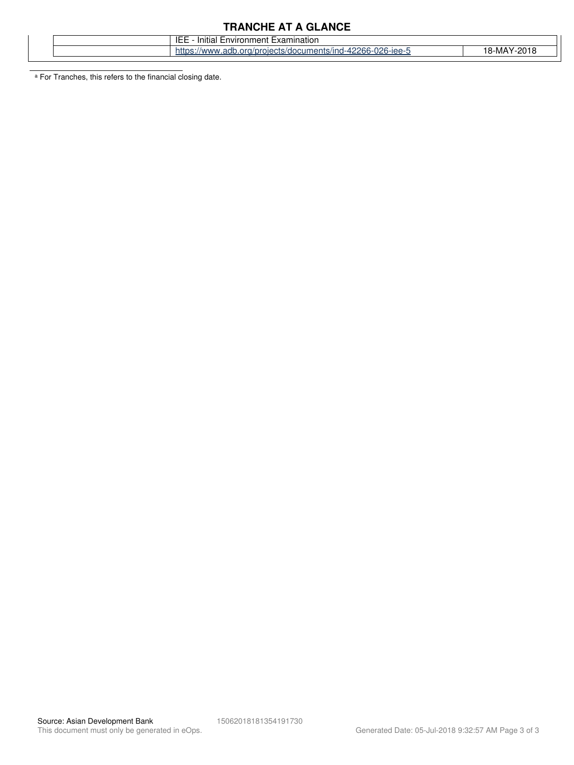## TRANCHE AT A GLANCE

| | | | |
|---|---|---|---|
| | | IEE - Initial Environment Examination | |
| | | https://www.adb.org/projects/documents/ind-42266-026-iee-5 | 18-MAY-2018 |

[a] For Tranches, this refers to the financial closing date.

Source: Asian Development Bank 15062018181354191730
This document must only be generated in eOps.
Generated Date: 05-Jul-2018 9:32:57 AM